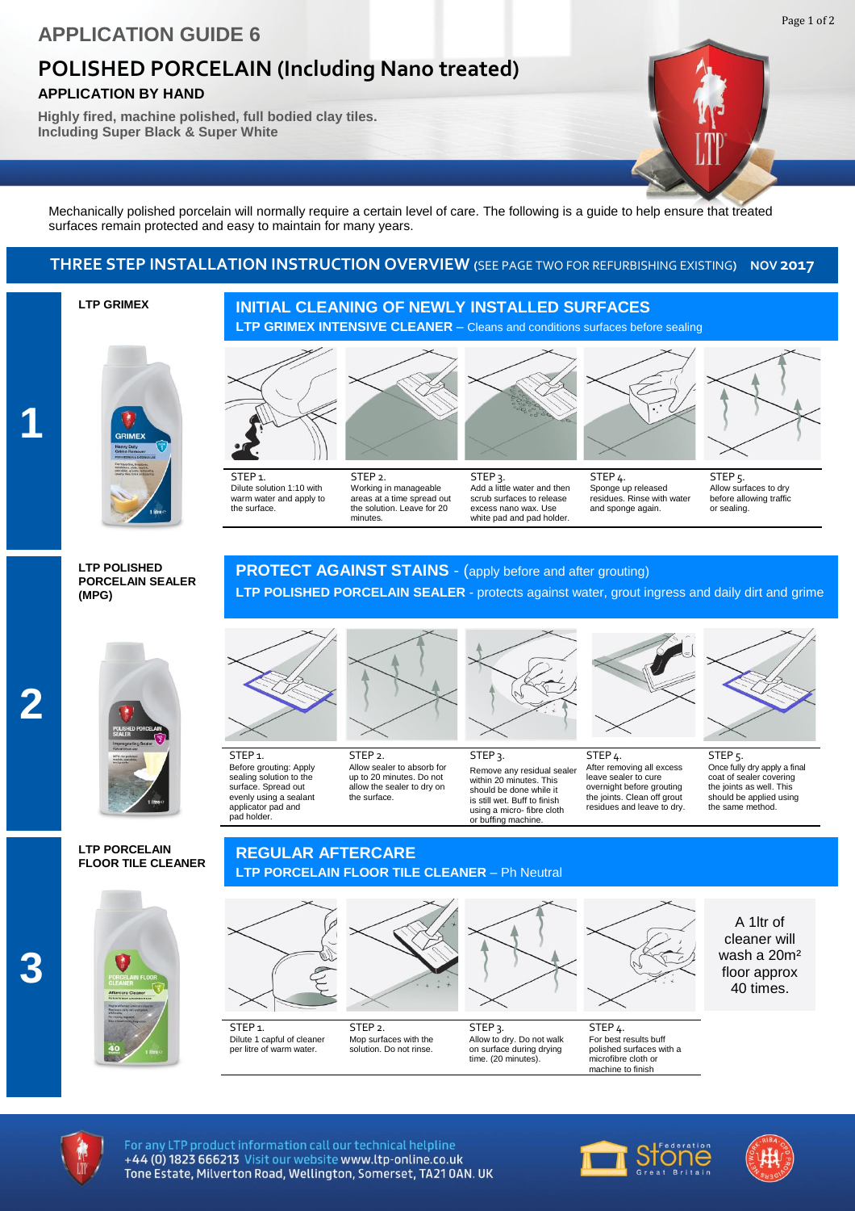# APPLICATION GUIDE 6

## POLISHED PORCELAIN (Including Nano treated)

**APPLICATION BY HAND**

**Highly fired, machine polished, full bodied clay tiles. Including Super Black & Super White**

Mechanically polished porcelain will normally require a certain level of care. The following is a guide to help ensure that treated surfaces remain protected and easy to maintain for many years.

## THREE STEP INSTALLATION INSTRUCTION OVERVIEW (SEE PAGE TWO FOR REFURBISHING EXISTING) NOV 2017

### 1

**LTP GRIMEX**

### INITIAL CLEANING OF NEWLY INSTALLED SURFACES

**LTP GRIMEX INTENSIVE CLEANER** – Cleans and conditions surfaces before sealing

STEP 1. Dilute solution 1:10 with warm water and apply to the surface.

STEP 2. Working in manageable areas at a time spread out the solution. Leave for 20 minutes.

STEP 3. Add a little water and then scrub surfaces to release excess nano wax. Use white pad and pad holder.

STEP 4. Sponge up released residues. Rinse with water and sponge again.

STEP 5. Allow surfaces to dry before allowing traffic or sealing.

### 2

**LTP POLISHED PORCELAIN SEALER (MPG)**

### PROTECT AGAINST STAINS - (apply before and after grouting)

**LTP POLISHED PORCELAIN SEALER** - protects against water, grout ingress and daily dirt and grime

STEP 1. Before grouting: Apply sealing solution to the surface. Spread out evenly using a sealant applicator pad and pad holder.

STEP 2. Allow sealer to absorb for up to 20 minutes. Do not allow the sealer to dry on the surface.

STEP 3. Remove any residual sealer within 20 minutes. This should be done while it is still wet. Buff to finish using a micro- fibre cloth or buffing machine.

STEP 4. After removing all excess leave sealer to cure overnight before grouting the joints. Clean off grout residues and leave to dry.

STEP 5. Once fully dry apply a final coat of sealer covering the joints as well. This should be applied using the same method.

### 3

**LTP PORCELAIN FLOOR TILE CLEANER**

### REGULAR AFTERCARE

**LTP PORCELAIN FLOOR TILE CLEANER** – Ph Neutral

STEP 1. Dilute 1 capful of cleaner per litre of warm water.

STEP 2. Mop surfaces with the solution. Do not rinse.

STEP 3. Allow to dry. Do not walk on surface during drying time. (20 minutes).

STEP 4. For best results buff polished surfaces with a microfibre cloth or machine to finish

A 1ltr of cleaner will wash a 20m² floor approx 40 times.

For any LTP product information call our technical helpline +44 (0) 1823 666213 Visit our website www.ltp-online.co.uk
Tone Estate, Milverton Road, Wellington, Somerset, TA21 0AN. UK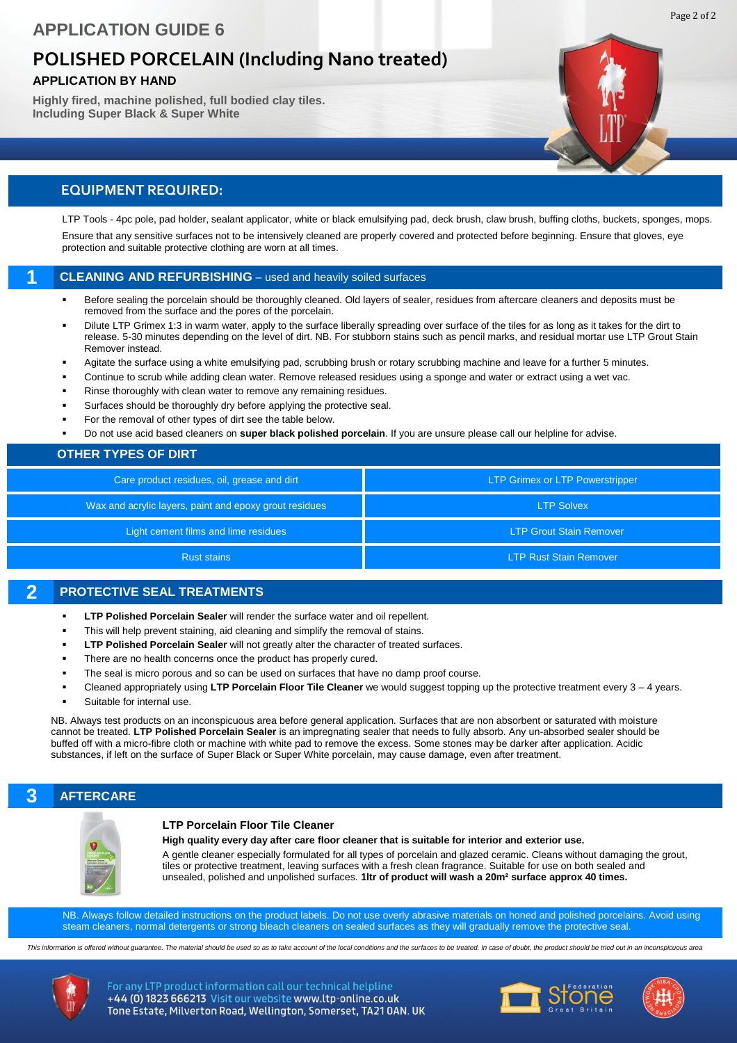# APPLICATION GUIDE 6

# POLISHED PORCELAIN (Including Nano treated)

### APPLICATION BY HAND

**Highly fired, machine polished, full bodied clay tiles.**
**Including Super Black & Super White**

## EQUIPMENT REQUIRED:

LTP Tools - 4pc pole, pad holder, sealant applicator, white or black emulsifying pad, deck brush, claw brush, buffing cloths, buckets, sponges, mops.

Ensure that any sensitive surfaces not to be intensively cleaned are properly covered and protected before beginning. Ensure that gloves, eye protection and suitable protective clothing are worn at all times.

## 1 CLEANING AND REFURBISHING – used and heavily soiled surfaces

- Before sealing the porcelain should be thoroughly cleaned. Old layers of sealer, residues from aftercare cleaners and deposits must be removed from the surface and the pores of the porcelain.
- Dilute LTP Grimex 1:3 in warm water, apply to the surface liberally spreading over surface of the tiles for as long as it takes for the dirt to release. 5-30 minutes depending on the level of dirt. NB. For stubborn stains such as pencil marks, and residual mortar use LTP Grout Stain Remover instead.
- Agitate the surface using a white emulsifying pad, scrubbing brush or rotary scrubbing machine and leave for a further 5 minutes.
- Continue to scrub while adding clean water. Remove released residues using a sponge and water or extract using a wet vac.
- Rinse thoroughly with clean water to remove any remaining residues.
- Surfaces should be thoroughly dry before applying the protective seal.
- For the removal of other types of dirt see the table below.
- Do not use acid based cleaners on **super black polished porcelain**. If you are unsure please call our helpline for advise.

### OTHER TYPES OF DIRT

| | |
|---|---|
| Care product residues, oil, grease and dirt | LTP Grimex or LTP Powerstripper |
| Wax and acrylic layers, paint and epoxy grout residues | LTP Solvex |
| Light cement films and lime residues | LTP Grout Stain Remover |
| Rust stains | LTP Rust Stain Remover |

## 2 PROTECTIVE SEAL TREATMENTS

- **LTP Polished Porcelain Sealer** will render the surface water and oil repellent.
- This will help prevent staining, aid cleaning and simplify the removal of stains.
- **LTP Polished Porcelain Sealer** will not greatly alter the character of treated surfaces.
- There are no health concerns once the product has properly cured.
- The seal is micro porous and so can be used on surfaces that have no damp proof course.
- Cleaned appropriately using **LTP Porcelain Floor Tile Cleaner** we would suggest topping up the protective treatment every 3 – 4 years.
- Suitable for internal use.

NB. Always test products on an inconspicuous area before general application. Surfaces that are non absorbent or saturated with moisture cannot be treated. **LTP Polished Porcelain Sealer** is an impregnating sealer that needs to fully absorb. Any un-absorbed sealer should be buffed off with a micro-fibre cloth or machine with white pad to remove the excess. Some stones may be darker after application. Acidic substances, if left on the surface of Super Black or Super White porcelain, may cause damage, even after treatment.

## 3 AFTERCARE

**LTP Porcelain Floor Tile Cleaner**

**High quality every day after care floor cleaner that is suitable for interior and exterior use.**

A gentle cleaner especially formulated for all types of porcelain and glazed ceramic. Cleans without damaging the grout, tiles or protective treatment, leaving surfaces with a fresh clean fragrance. Suitable for use on both sealed and unsealed, polished and unpolished surfaces. **1ltr of product will wash a 20m² surface approx 40 times.**

NB. Always follow detailed instructions on the product labels. Do not use overly abrasive materials on honed and polished porcelains. Avoid using steam cleaners, normal detergents or strong bleach cleaners on sealed surfaces as they will gradually remove the protective seal.

*This information is offered without guarantee. The material should be used so as to take account of the local conditions and the surfaces to be treated. In case of doubt, the product should be tried out in an inconspicuous area*

For any LTP product information call our technical helpline +44 (0) 1823 666213 Visit our website www.ltp-online.co.uk
Tone Estate, Milverton Road, Wellington, Somerset, TA21 0AN. UK